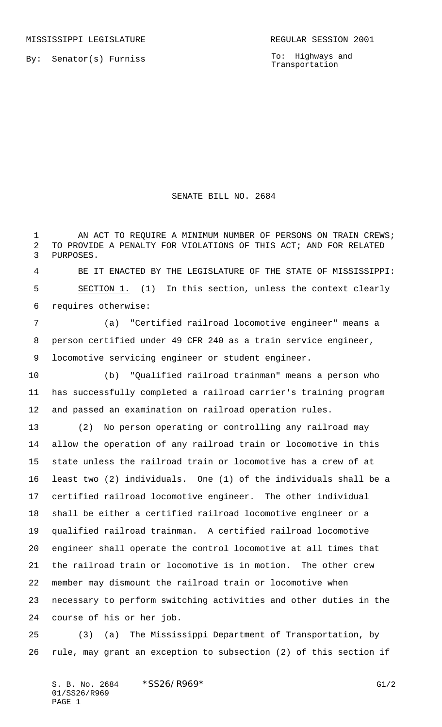MISSISSIPPI LEGISLATURE REGULAR SESSION 2001

By: Senator(s) Furniss

To: Highways and Transportation

# SENATE BILL NO. 2684

AN ACT TO REQUIRE A MINIMUM NUMBER OF PERSONS ON TRAIN CREWS; TO PROVIDE A PENALTY FOR VIOLATIONS OF THIS ACT; AND FOR RELATED PURPOSES.

BE IT ENACTED BY THE LEGISLATURE OF THE STATE OF MISSISSIPPI:

SECTION 1. (1) In this section, unless the context clearly requires otherwise:

(a) "Certified railroad locomotive engineer" means a person certified under 49 CFR 240 as a train service engineer, locomotive servicing engineer or student engineer.

(b) "Qualified railroad trainman" means a person who has successfully completed a railroad carrier's training program and passed an examination on railroad operation rules.

(2) No person operating or controlling any railroad may allow the operation of any railroad train or locomotive in this state unless the railroad train or locomotive has a crew of at least two (2) individuals. One (1) of the individuals shall be a certified railroad locomotive engineer. The other individual shall be either a certified railroad locomotive engineer or a qualified railroad trainman. A certified railroad locomotive engineer shall operate the control locomotive at all times that the railroad train or locomotive is in motion. The other crew member may dismount the railroad train or locomotive when necessary to perform switching activities and other duties in the course of his or her job.

(3) (a) The Mississippi Department of Transportation, by rule, may grant an exception to subsection (2) of this section if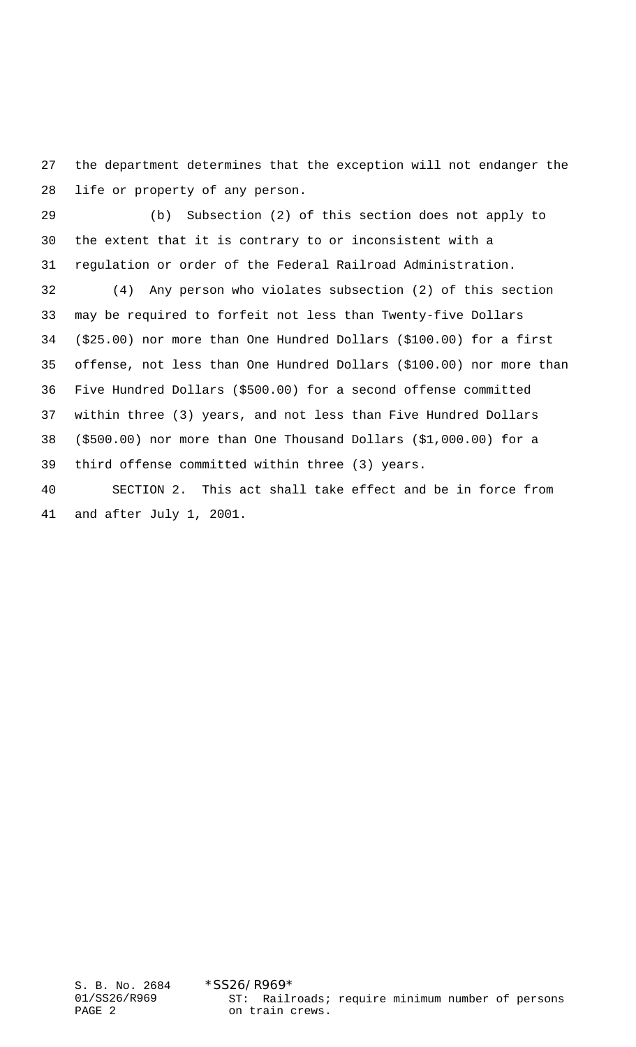the department determines that the exception will not endanger the life or property of any person.

(b) Subsection (2) of this section does not apply to the extent that it is contrary to or inconsistent with a regulation or order of the Federal Railroad Administration.

(4) Any person who violates subsection (2) of this section may be required to forfeit not less than Twenty-five Dollars ($25.00) nor more than One Hundred Dollars ($100.00) for a first offense, not less than One Hundred Dollars ($100.00) nor more than Five Hundred Dollars ($500.00) for a second offense committed within three (3) years, and not less than Five Hundred Dollars ($500.00) nor more than One Thousand Dollars ($1,000.00) for a third offense committed within three (3) years.

SECTION 2. This act shall take effect and be in force from and after July 1, 2001.

ST: Railroads; require minimum number of persons on train crews.